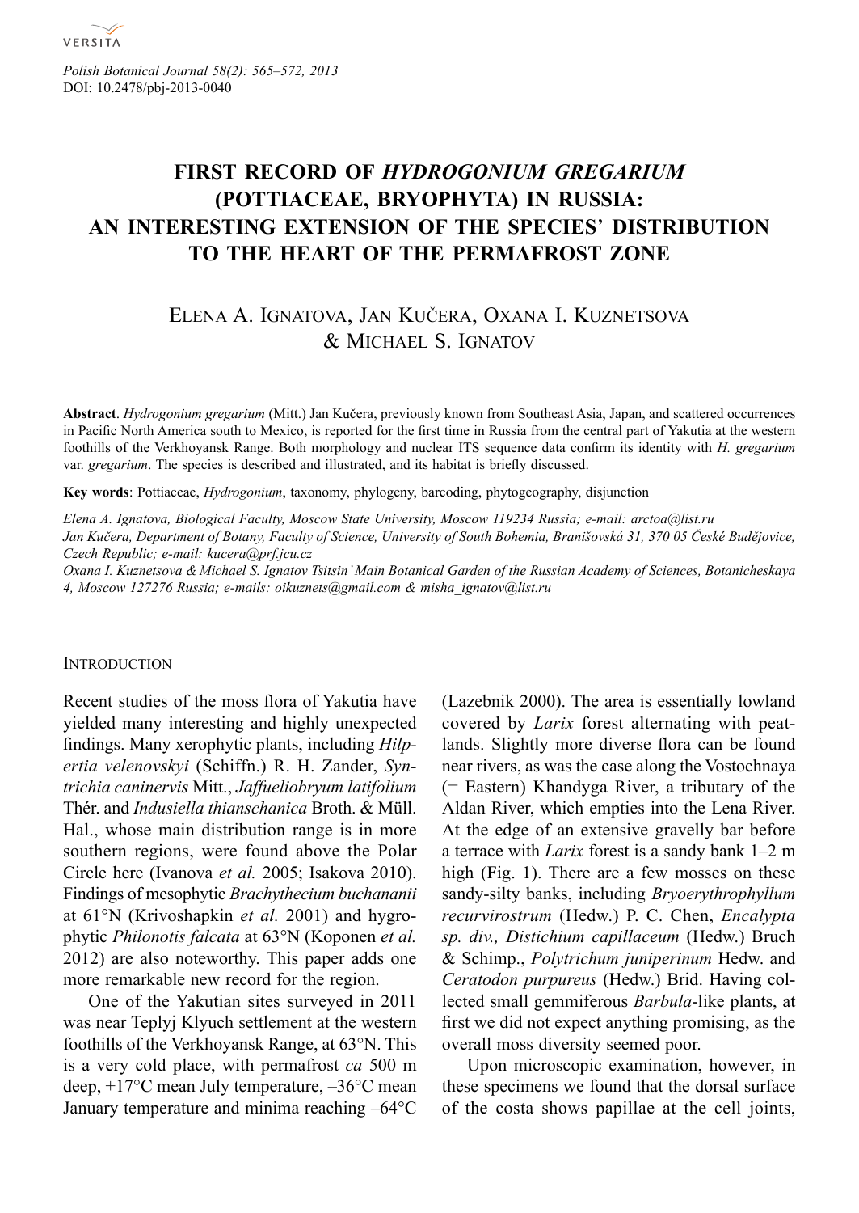# FIRST RECORD OF *HYDROGONIUM GREGARIUM* (POTTIACEAE, BRYOPHYTA) IN RUSSIA: AN INTERESTING EXTENSION OF THE SPECIES' DISTRIBUTION TO THE HEART OF THE PERMAFROST ZONE

Elena A. Ignatova, Jan Kučera, Oxana I. Kuznetsova & Michael S. Ignatov

**Abstract**. *Hydrogonium gregarium* (Mitt.) Jan Kučera, previously known from Southeast Asia, Japan, and scattered occurrences in Pacific North America south to Mexico, is reported for the first time in Russia from the central part of Yakutia at the western foothills of the Verkhoyansk Range. Both morphology and nuclear ITS sequence data confirm its identity with *H. gregarium* var. *gregarium*. The species is described and illustrated, and its habitat is briefly discussed.

**Key words**: Pottiaceae, *Hydrogonium*, taxonomy, phylogeny, barcoding, phytogeography, disjunction

*Elena A. Ignatova, Biological Faculty, Moscow State University, Moscow 119234 Russia; e-mail: arctoa@list.ru*
*Jan Kučera, Department of Botany, Faculty of Science, University of South Bohemia, Branišovská 31, 370 05 České Budějovice, Czech Republic; e-mail: kucera@prf.jcu.cz*
*Oxana I. Kuznetsova & Michael S. Ignatov Tsitsin' Main Botanical Garden of the Russian Academy of Sciences, Botanicheskaya 4, Moscow 127276 Russia; e-mails: oikuznets@gmail.com & misha_ignatov@list.ru*

## Introduction

Recent studies of the moss flora of Yakutia have yielded many interesting and highly unexpected findings. Many xerophytic plants, including *Hilpertia velenovskyi* (Schiffn.) R. H. Zander, *Syntrichia caninervis* Mitt., *Jaffueliobryum latifolium* Thér. and *Indusiella thianschanica* Broth. & Müll. Hal., whose main distribution range is in more southern regions, were found above the Polar Circle here (Ivanova *et al.* 2005; Isakova 2010). Findings of mesophytic *Brachythecium buchananii* at 61°N (Krivoshapkin *et al.* 2001) and hygrophytic *Philonotis falcata* at 63°N (Koponen *et al.* 2012) are also noteworthy. This paper adds one more remarkable new record for the region.

One of the Yakutian sites surveyed in 2011 was near Teplyj Klyuch settlement at the western foothills of the Verkhoyansk Range, at 63°N. This is a very cold place, with permafrost *ca* 500 m deep, +17°C mean July temperature, –36°C mean January temperature and minima reaching –64°C (Lazebnik 2000). The area is essentially lowland covered by *Larix* forest alternating with peatlands. Slightly more diverse flora can be found near rivers, as was the case along the Vostochnaya (= Eastern) Khandyga River, a tributary of the Aldan River, which empties into the Lena River. At the edge of an extensive gravelly bar before a terrace with *Larix* forest is a sandy bank 1–2 m high (Fig. 1). There are a few mosses on these sandy-silty banks, including *Bryoerythrophyllum recurvirostrum* (Hedw.) P. C. Chen, *Encalypta sp. div., Distichium capillaceum* (Hedw.) Bruch & Schimp., *Polytrichum juniperinum* Hedw. and *Ceratodon purpureus* (Hedw.) Brid. Having collected small gemmiferous *Barbula*-like plants, at first we did not expect anything promising, as the overall moss diversity seemed poor.

Upon microscopic examination, however, in these specimens we found that the dorsal surface of the costa shows papillae at the cell joints,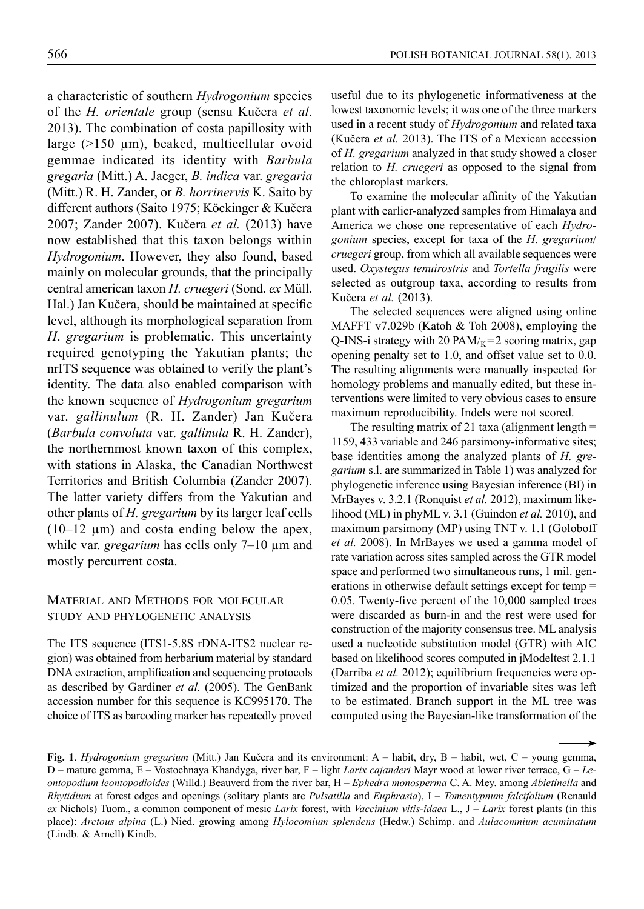a characteristic of southern *Hydrogonium* species of the *H. orientale* group (sensu Kučera *et al*. 2013). The combination of costa papillosity with large (>150 µm), beaked, multicellular ovoid gemmae indicated its identity with *Barbula gregaria* (Mitt.) A. Jaeger, *B. indica* var. *gregaria* (Mitt.) R. H. Zander, or *B. horrinervis* K. Saito by different authors (Saito 1975; Köckinger & Kučera 2007; Zander 2007). Kučera *et al.* (2013) have now established that this taxon belongs within *Hydrogonium*. However, they also found, based mainly on molecular grounds, that the principally central american taxon *H. cruegeri* (Sond. *ex* Müll. Hal.) Jan Kučera, should be maintained at specific level, although its morphological separation from *H. gregarium* is problematic. This uncertainty required genotyping the Yakutian plants; the nrITS sequence was obtained to verify the plant's identity. The data also enabled comparison with the known sequence of *Hydrogonium gregarium* var. *gallinulum* (R. H. Zander) Jan Kučera (*Barbula convoluta* var. *gallinula* R. H. Zander), the northernmost known taxon of this complex, with stations in Alaska, the Canadian Northwest Territories and British Columbia (Zander 2007). The latter variety differs from the Yakutian and other plants of *H. gregarium* by its larger leaf cells (10–12 µm) and costa ending below the apex, while var. *gregarium* has cells only 7–10 µm and mostly percurrent costa.

## Material and Methods for molecular study and phylogenetic analysis

The ITS sequence (ITS1-5.8S rDNA-ITS2 nuclear region) was obtained from herbarium material by standard DNA extraction, amplification and sequencing protocols as described by Gardiner *et al.* (2005). The GenBank accession number for this sequence is KC995170. The choice of ITS as barcoding marker has repeatedly proved useful due to its phylogenetic informativeness at the lowest taxonomic levels; it was one of the three markers used in a recent study of *Hydrogonium* and related taxa (Kučera *et al.* 2013). The ITS of a Mexican accession of *H. gregarium* analyzed in that study showed a closer relation to *H. cruegeri* as opposed to the signal from the chloroplast markers.

To examine the molecular affinity of the Yakutian plant with earlier-analyzed samples from Himalaya and America we chose one representative of each *Hydrogonium* species, except for taxa of the *H. gregarium*/*cruegeri* group, from which all available sequences were used. *Oxystegus tenuirostris* and *Tortella fragilis* were selected as outgroup taxa, according to results from Kučera *et al.* (2013).

The selected sequences were aligned using online MAFFT v7.029b (Katoh & Toh 2008), employing the Q-INS-i strategy with 20 $PAM/_{K}=2$ scoring matrix, gap opening penalty set to 1.0, and offset value set to 0.0. The resulting alignments were manually inspected for homology problems and manually edited, but these interventions were limited to very obvious cases to ensure maximum reproducibility. Indels were not scored.

The resulting matrix of 21 taxa (alignment length = 1159, 433 variable and 246 parsimony-informative sites; base identities among the analyzed plants of *H. gregarium* s.l. are summarized in Table 1) was analyzed for phylogenetic inference using Bayesian inference (BI) in MrBayes v. 3.2.1 (Ronquist *et al.* 2012), maximum likelihood (ML) in phyML v. 3.1 (Guindon *et al.* 2010), and maximum parsimony (MP) using TNT v. 1.1 (Goloboff *et al.* 2008). In MrBayes we used a gamma model of rate variation across sites sampled across the GTR model space and performed two simultaneous runs, 1 mil. generations in otherwise default settings except for temp = 0.05. Twenty-five percent of the 10,000 sampled trees were discarded as burn-in and the rest were used for construction of the majority consensus tree. ML analysis used a nucleotide substitution model (GTR) with AIC based on likelihood scores computed in jModeltest 2.1.1 (Darriba *et al.* 2012); equilibrium frequencies were optimized and the proportion of invariable sites was left to be estimated. Branch support in the ML tree was computed using the Bayesian-like transformation of the

**Fig. 1**. *Hydrogonium gregarium* (Mitt.) Jan Kučera and its environment: A – habit, dry, B – habit, wet, C – young gemma, D – mature gemma, E – Vostochnaya Khandyga, river bar, F – light *Larix cajanderi* Mayr wood at lower river terrace, G – *Leontopodium leontopodioides* (Willd.) Beauverd from the river bar, H – *Ephedra monosperma* C. A. Mey. among *Abietinella* and *Rhytidium* at forest edges and openings (solitary plants are *Pulsatilla* and *Euphrasia*), I – *Tomentypnum falcifolium* (Renauld *ex* Nichols) Tuom., a common component of mesic *Larix* forest, with *Vaccinium vitis-idaea* L., J – *Larix* forest plants (in this place): *Arctous alpina* (L.) Nied. growing among *Hylocomium splendens* (Hedw.) Schimp. and *Aulacomnium acuminatum* (Lindb. & Arnell) Kindb.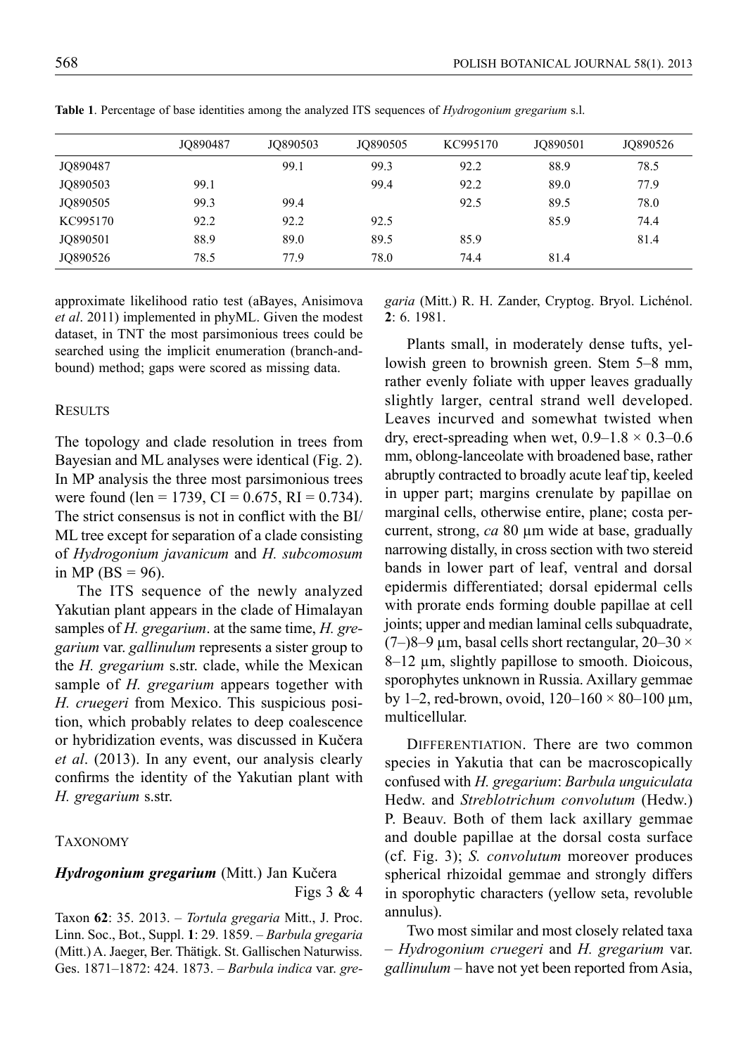**Table 1**. Percentage of base identities among the analyzed ITS sequences of *Hydrogonium gregarium* s.l.

| | JQ890487 | JQ890503 | JQ890505 | KC995170 | JQ890501 | JQ890526 |
|---|---|---|---|---|---|---|
| JQ890487 | | 99.1 | 99.3 | 92.2 | 88.9 | 78.5 |
| JQ890503 | 99.1 | | 99.4 | 92.2 | 89.0 | 77.9 |
| JQ890505 | 99.3 | 99.4 | | 92.5 | 89.5 | 78.0 |
| KC995170 | 92.2 | 92.2 | 92.5 | | 85.9 | 74.4 |
| JQ890501 | 88.9 | 89.0 | 89.5 | 85.9 | | 81.4 |
| JQ890526 | 78.5 | 77.9 | 78.0 | 74.4 | 81.4 | |

approximate likelihood ratio test (aBayes, Anisimova *et al*. 2011) implemented in phyML. Given the modest dataset, in TNT the most parsimonious trees could be searched using the implicit enumeration (branch-and-bound) method; gaps were scored as missing data.

## Results

The topology and clade resolution in trees from Bayesian and ML analyses were identical (Fig. 2). In MP analysis the three most parsimonious trees were found (len = 1739, CI = 0.675, RI = 0.734). The strict consensus is not in conflict with the BI/ML tree except for separation of a clade consisting of *Hydrogonium javanicum* and *H. subcomosum* in MP (BS = 96).

The ITS sequence of the newly analyzed Yakutian plant appears in the clade of Himalayan samples of *H. gregarium*. at the same time, *H. gregarium* var. *gallinulum* represents a sister group to the *H. gregarium* s.str. clade, while the Mexican sample of *H. gregarium* appears together with *H. cruegeri* from Mexico. This suspicious position, which probably relates to deep coalescence or hybridization events, was discussed in Kučera *et al*. (2013). In any event, our analysis clearly confirms the identity of the Yakutian plant with *H. gregarium* s.str.

## Taxonomy

***Hydrogonium gregarium*** (Mitt.) Jan Kučera Figs 3 & 4

Taxon **62**: 35. 2013. – *Tortula gregaria* Mitt., J. Proc. Linn. Soc., Bot., Suppl. **1**: 29. 1859. – *Barbula gregaria* (Mitt.) A. Jaeger, Ber. Thätigk. St. Gallischen Naturwiss. Ges. 1871–1872: 424. 1873. – *Barbula indica* var. *gregaria* (Mitt.) R. H. Zander, Cryptog. Bryol. Lichénol. **2**: 6. 1981.

Plants small, in moderately dense tufts, yellowish green to brownish green. Stem 5–8 mm, rather evenly foliate with upper leaves gradually slightly larger, central strand well developed. Leaves incurved and somewhat twisted when dry, erect-spreading when wet, 0.9–1.8 × 0.3–0.6 mm, oblong-lanceolate with broadened base, rather abruptly contracted to broadly acute leaf tip, keeled in upper part; margins crenulate by papillae on marginal cells, otherwise entire, plane; costa percurrent, strong, *ca* 80 µm wide at base, gradually narrowing distally, in cross section with two stereid bands in lower part of leaf, ventral and dorsal epidermis differentiated; dorsal epidermal cells with prorate ends forming double papillae at cell joints; upper and median laminal cells subquadrate, (7–)8–9 µm, basal cells short rectangular, 20–30 × 8–12 µm, slightly papillose to smooth. Dioicous, sporophytes unknown in Russia. Axillary gemmae by 1–2, red-brown, ovoid, 120–160 × 80–100 µm, multicellular.

Differentiation. There are two common species in Yakutia that can be macroscopically confused with *H. gregarium*: *Barbula unguiculata* Hedw. and *Streblotrichum convolutum* (Hedw.) P. Beauv. Both of them lack axillary gemmae and double papillae at the dorsal costa surface (cf. Fig. 3); *S. convolutum* moreover produces spherical rhizoidal gemmae and strongly differs in sporophytic characters (yellow seta, revoluble annulus).

Two most similar and most closely related taxa – *Hydrogonium cruegeri* and *H. gregarium* var. *gallinulum* – have not yet been reported from Asia,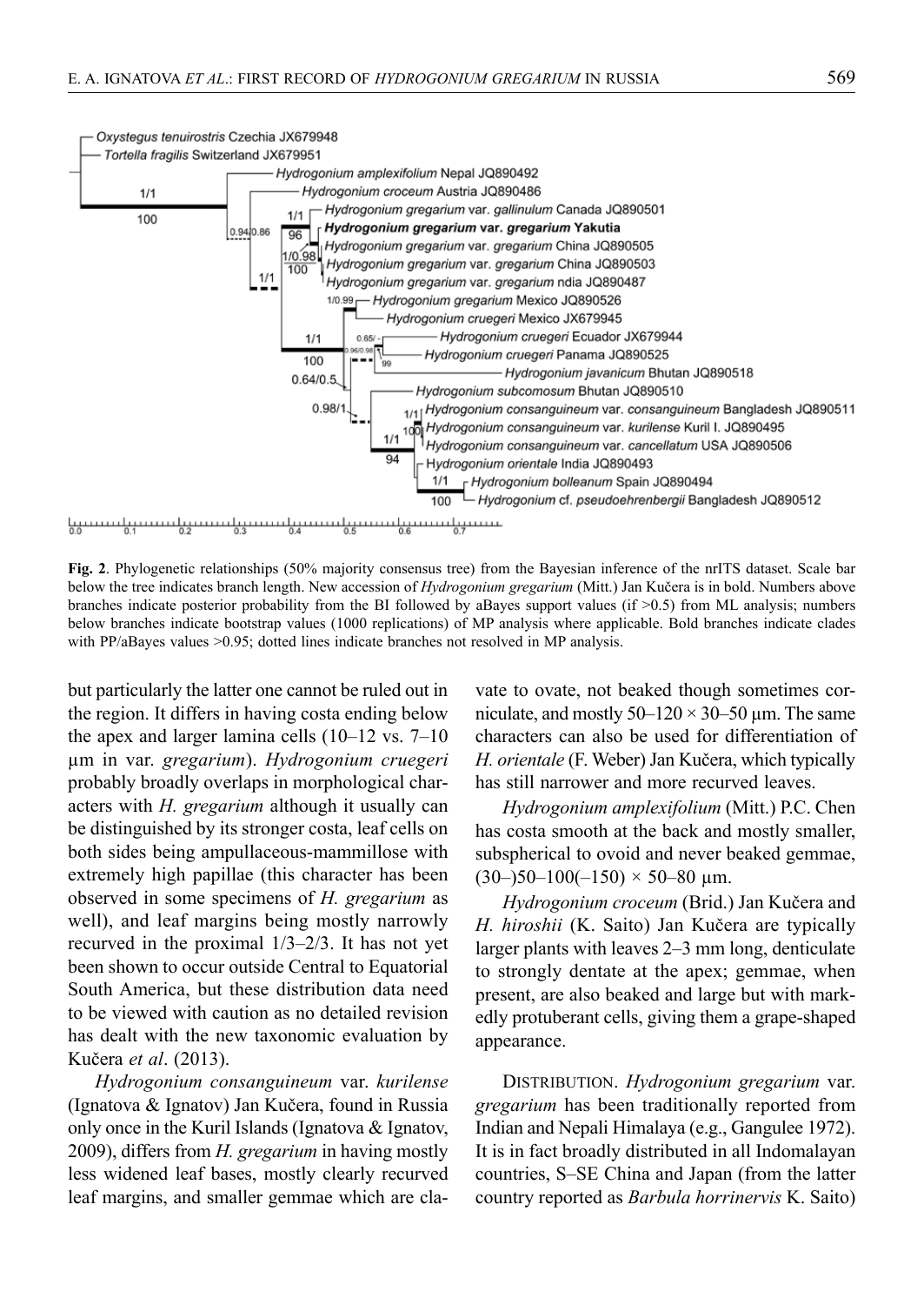**Fig. 2**. Phylogenetic relationships (50% majority consensus tree) from the Bayesian inference of the nrITS dataset. Scale bar below the tree indicates branch length. New accession of *Hydrogonium gregarium* (Mitt.) Jan Kučera is in bold. Numbers above branches indicate posterior probability from the BI followed by aBayes support values (if >0.5) from ML analysis; numbers below branches indicate bootstrap values (1000 replications) of MP analysis where applicable. Bold branches indicate clades with PP/aBayes values >0.95; dotted lines indicate branches not resolved in MP analysis.

but particularly the latter one cannot be ruled out in the region. It differs in having costa ending below the apex and larger lamina cells (10–12 vs. 7–10 μm in var. *gregarium*). *Hydrogonium cruegeri* probably broadly overlaps in morphological characters with *H. gregarium* although it usually can be distinguished by its stronger costa, leaf cells on both sides being ampullaceous-mammillose with extremely high papillae (this character has been observed in some specimens of *H. gregarium* as well), and leaf margins being mostly narrowly recurved in the proximal 1/3–2/3. It has not yet been shown to occur outside Central to Equatorial South America, but these distribution data need to be viewed with caution as no detailed revision has dealt with the new taxonomic evaluation by Kučera *et al*. (2013).

*Hydrogonium consanguineum* var. *kurilense* (Ignatova & Ignatov) Jan Kučera, found in Russia only once in the Kuril Islands (Ignatova & Ignatov, 2009), differs from *H. gregarium* in having mostly less widened leaf bases, mostly clearly recurved leaf margins, and smaller gemmae which are clavate to ovate, not beaked though sometimes corniculate, and mostly 50–120 × 30–50 μm. The same characters can also be used for differentiation of *H. orientale* (F. Weber) Jan Kučera, which typically has still narrower and more recurved leaves.

*Hydrogonium amplexifolium* (Mitt.) P.C. Chen has costa smooth at the back and mostly smaller, subspherical to ovoid and never beaked gemmae, (30–)50–100(–150) × 50–80 μm.

*Hydrogonium croceum* (Brid.) Jan Kučera and *H. hiroshii* (K. Saito) Jan Kučera are typically larger plants with leaves 2–3 mm long, denticulate to strongly dentate at the apex; gemmae, when present, are also beaked and large but with markedly protuberant cells, giving them a grape-shaped appearance.

Distribution. *Hydrogonium gregarium* var. *gregarium* has been traditionally reported from Indian and Nepali Himalaya (e.g., Gangulee 1972). It is in fact broadly distributed in all Indomalayan countries, S–SE China and Japan (from the latter country reported as *Barbula horrinervis* K. Saito)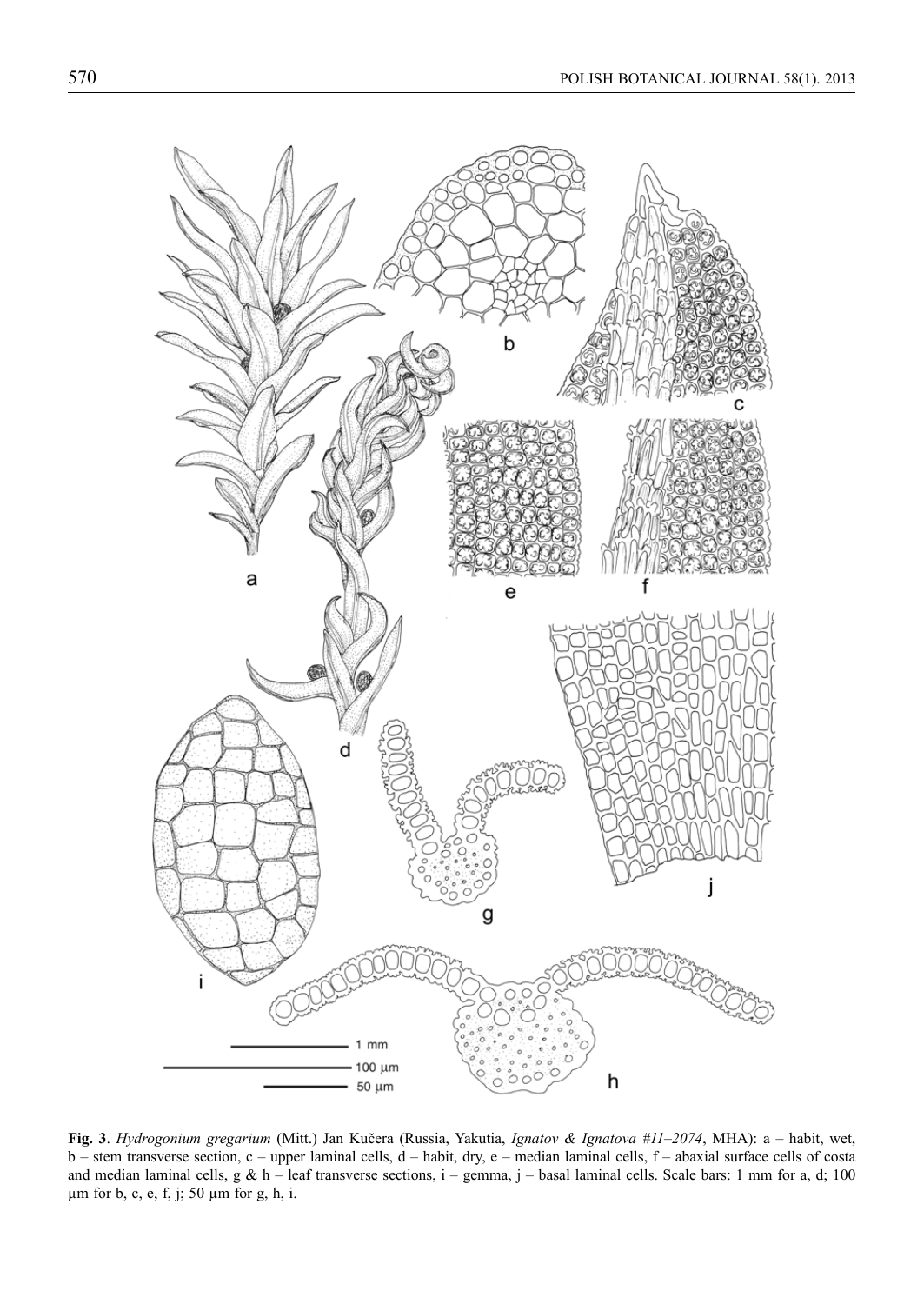**Fig. 3**. *Hydrogonium gregarium* (Mitt.) Jan Kučera (Russia, Yakutia, *Ignatov & Ignatova #11–2074*, MHA): a – habit, wet, b – stem transverse section, c – upper laminal cells, d – habit, dry, e – median laminal cells, f – abaxial surface cells of costa and median laminal cells, g & h – leaf transverse sections, i – gemma, j – basal laminal cells. Scale bars: 1 mm for a, d; 100 µm for b, c, e, f, j; 50 µm for g, h, i.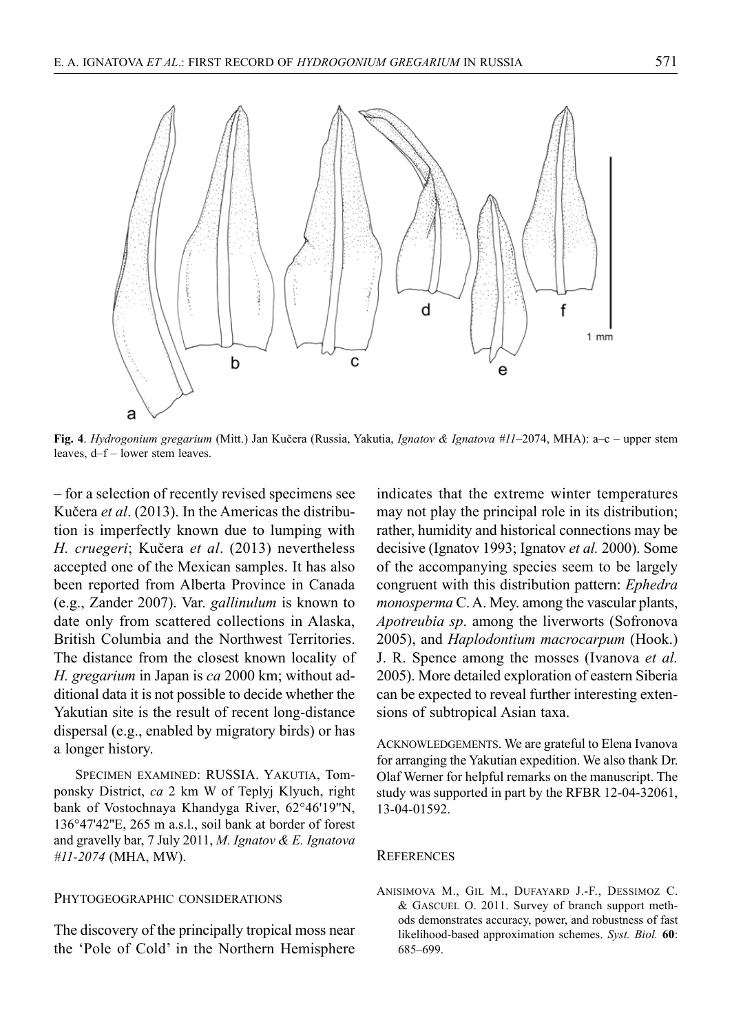**Fig. 4**. *Hydrogonium gregarium* (Mitt.) Jan Kučera (Russia, Yakutia, *Ignatov & Ignatova #11*–2074, MHA): a–c – upper stem leaves, d–f – lower stem leaves.

– for a selection of recently revised specimens see Kučera *et al*. (2013). In the Americas the distribution is imperfectly known due to lumping with *H. cruegeri*; Kučera *et al*. (2013) nevertheless accepted one of the Mexican samples. It has also been reported from Alberta Province in Canada (e.g., Zander 2007). Var. *gallinulum* is known to date only from scattered collections in Alaska, British Columbia and the Northwest Territories. The distance from the closest known locality of *H. gregarium* in Japan is *ca* 2000 km; without additional data it is not possible to decide whether the Yakutian site is the result of recent long-distance dispersal (e.g., enabled by migratory birds) or has a longer history.

SPECIMEN EXAMINED: RUSSIA. YAKUTIA, Tomponsky District, *ca* 2 km W of Teplyj Klyuch, right bank of Vostochnaya Khandyga River, 62°46'19''N, 136°47'42''E, 265 m a.s.l., soil bank at border of forest and gravelly bar, 7 July 2011, *M. Ignatov & E. Ignatova #11-2074* (MHA, MW).

## PHYTOGEOGRAPHIC CONSIDERATIONS

The discovery of the principally tropical moss near the 'Pole of Cold' in the Northern Hemisphere indicates that the extreme winter temperatures may not play the principal role in its distribution; rather, humidity and historical connections may be decisive (Ignatov 1993; Ignatov *et al.* 2000). Some of the accompanying species seem to be largely congruent with this distribution pattern: *Ephedra monosperma* C. A. Mey. among the vascular plants, *Apotreubia sp*. among the liverworts (Sofronova 2005), and *Haplodontium macrocarpum* (Hook.) J. R. Spence among the mosses (Ivanova *et al.* 2005). More detailed exploration of eastern Siberia can be expected to reveal further interesting extensions of subtropical Asian taxa.

ACKNOWLEDGEMENTS. We are grateful to Elena Ivanova for arranging the Yakutian expedition. We also thank Dr. Olaf Werner for helpful remarks on the manuscript. The study was supported in part by the RFBR 12-04-32061, 13-04-01592.

## REFERENCES

ANISIMOVA M., GIL M., DUFAYARD J.-F., DESSIMOZ C. & GASCUEL O. 2011. Survey of branch support methods demonstrates accuracy, power, and robustness of fast likelihood-based approximation schemes. *Syst. Biol.* **60**: 685–699.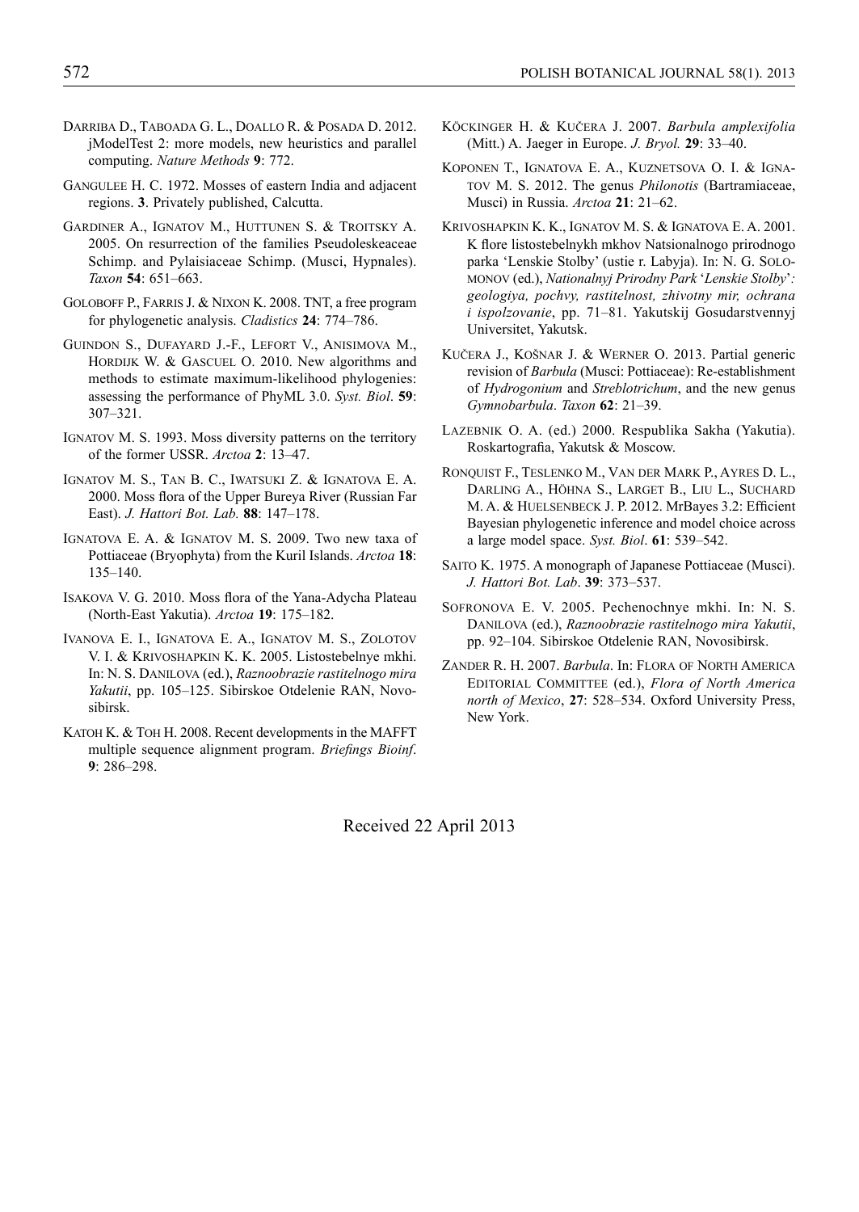DARRIBA D., TABOADA G. L., DOALLO R. & POSADA D. 2012. jModelTest 2: more models, new heuristics and parallel computing. *Nature Methods* **9**: 772.

GANGULEE H. C. 1972. Mosses of eastern India and adjacent regions. **3**. Privately published, Calcutta.

GARDINER A., IGNATOV M., HUTTUNEN S. & TROITSKY A. 2005. On resurrection of the families Pseudoleskeaceae Schimp. and Pylaisiaceae Schimp. (Musci, Hypnales). *Taxon* **54**: 651–663.

GOLOBOFF P., FARRIS J. & NIXON K. 2008. TNT, a free program for phylogenetic analysis. *Cladistics* **24**: 774–786.

GUINDON S., DUFAYARD J.-F., LEFORT V., ANISIMOVA M., HORDIJK W. & GASCUEL O. 2010. New algorithms and methods to estimate maximum-likelihood phylogenies: assessing the performance of PhyML 3.0. *Syst. Biol*. **59**: 307–321.

IGNATOV M. S. 1993. Moss diversity patterns on the territory of the former USSR. *Arctoa* **2**: 13–47.

IGNATOV M. S., TAN B. C., IWATSUKI Z. & IGNATOVA E. A. 2000. Moss flora of the Upper Bureya River (Russian Far East). *J. Hattori Bot. Lab.* **88**: 147–178.

IGNATOVA E. A. & IGNATOV M. S. 2009. Two new taxa of Pottiaceae (Bryophyta) from the Kuril Islands. *Arctoa* **18**: 135–140.

ISAKOVA V. G. 2010. Moss flora of the Yana-Adycha Plateau (North-East Yakutia). *Arctoa* **19**: 175–182.

IVANOVA E. I., IGNATOVA E. A., IGNATOV M. S., ZOLOTOV V. I. & KRIVOSHAPKIN K. K. 2005. Listostebelnye mkhi. In: N. S. DANILOVA (ed.), *Raznoobrazie rastitelnogo mira Yakutii*, pp. 105–125. Sibirskoe Otdelenie RAN, Novosibirsk.

KATOH K. & TOH H. 2008. Recent developments in the MAFFT multiple sequence alignment program. *Briefings Bioinf*. **9**: 286–298.

KÖCKINGER H. & KUČERA J. 2007. *Barbula amplexifolia* (Mitt.) A. Jaeger in Europe. *J. Bryol.* **29**: 33–40.

KOPONEN T., IGNATOVA E. A., KUZNETSOVA O. I. & IGNATOV M. S. 2012. The genus *Philonotis* (Bartramiaceae, Musci) in Russia. *Arctoa* **21**: 21–62.

KRIVOSHAPKIN K. K., IGNATOV M. S. & IGNATOVA E. A. 2001. K flore listostebelnykh mkhov Natsionalnogo prirodnogo parka 'Lenskie Stolby' (ustie r. Labyja). In: N. G. SOLOMONOV (ed.), *Nationalnyj Prirodny Park 'Lenskie Stolby': geologiya, pochvy, rastitelnost, zhivotny mir, ochrana i ispolzovanie*, pp. 71–81. Yakutskij Gosudarstvennyj Universitet, Yakutsk.

KUČERA J., KOŠNAR J. & WERNER O. 2013. Partial generic revision of *Barbula* (Musci: Pottiaceae): Re-establishment of *Hydrogonium* and *Streblotrichum*, and the new genus *Gymnobarbula*. *Taxon* **62**: 21–39.

LAZEBNIK O. A. (ed.) 2000. Respublika Sakha (Yakutia). Roskartografia, Yakutsk & Moscow.

RONQUIST F., TESLENKO M., VAN DER MARK P., AYRES D. L., DARLING A., HÖHNA S., LARGET B., LIU L., SUCHARD M. A. & HUELSENBECK J. P. 2012. MrBayes 3.2: Efficient Bayesian phylogenetic inference and model choice across a large model space. *Syst. Biol*. **61**: 539–542.

SAITO K. 1975. A monograph of Japanese Pottiaceae (Musci). *J. Hattori Bot. Lab*. **39**: 373–537.

SOFRONOVA E. V. 2005. Pechenochnye mkhi. In: N. S. DANILOVA (ed.), *Raznoobrazie rastitelnogo mira Yakutii*, pp. 92–104. Sibirskoe Otdelenie RAN, Novosibirsk.

ZANDER R. H. 2007. *Barbula*. In: FLORA OF NORTH AMERICA EDITORIAL COMMITTEE (ed.), *Flora of North America north of Mexico*, **27**: 528–534. Oxford University Press, New York.

Received 22 April 2013